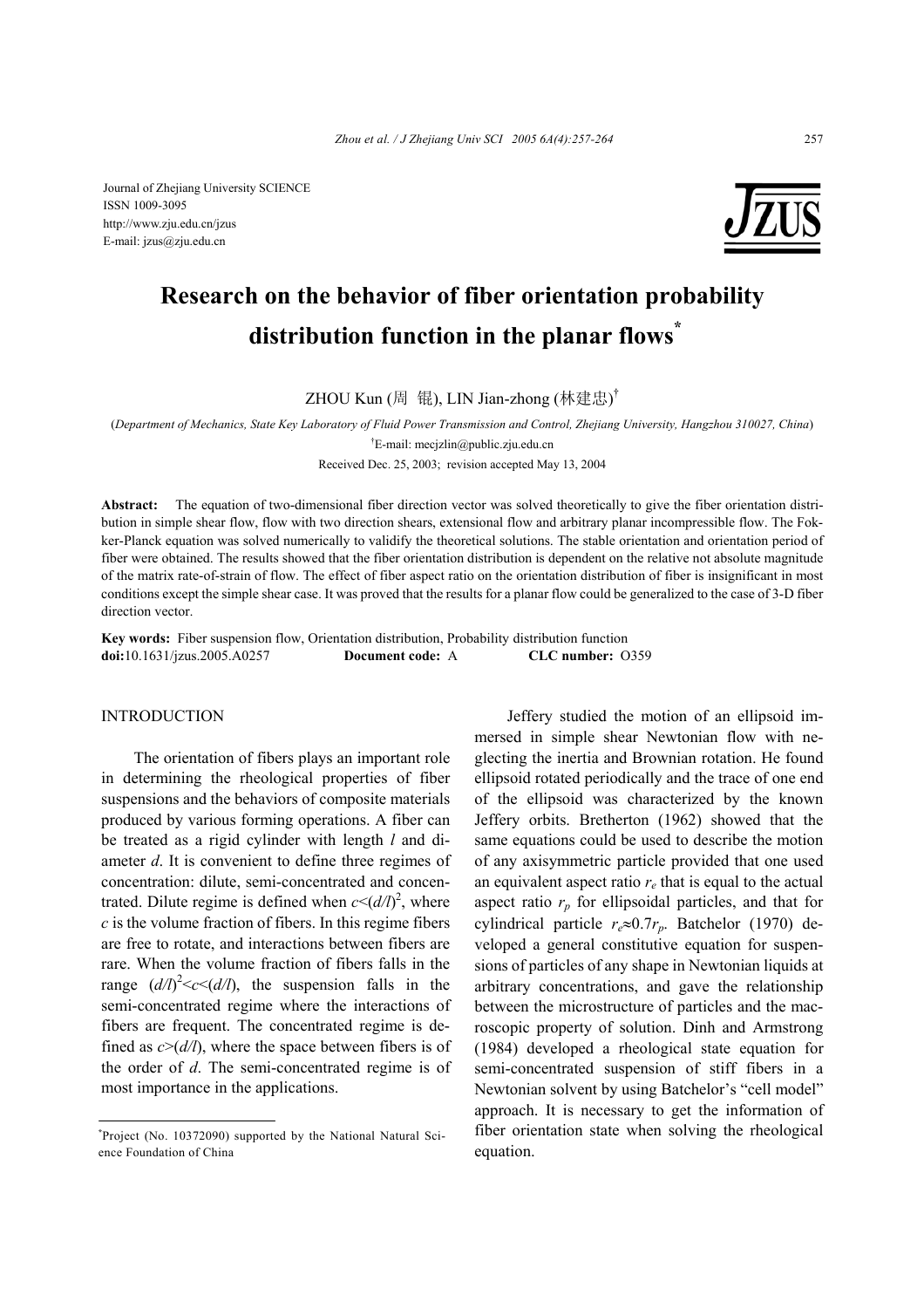Journal of Zhejiang University SCIENCE
ISSN 1009-3095
http://www.zju.edu.cn/jzus
E-mail: jzus@zju.edu.cn

# Research on the behavior of fiber orientation probability distribution function in the planar flows*

ZHOU Kun (周 锟), LIN Jian-zhong (林建忠)†

(*Department of Mechanics, State Key Laboratory of Fluid Power Transmission and Control, Zhejiang University, Hangzhou 310027, China*)

†E-mail: mecjzlin@public.zju.edu.cn

Received Dec. 25, 2003; revision accepted May 13, 2004

**Abstract:** The equation of two-dimensional fiber direction vector was solved theoretically to give the fiber orientation distribution in simple shear flow, flow with two direction shears, extensional flow and arbitrary planar incompressible flow. The Fokker-Planck equation was solved numerically to validify the theoretical solutions. The stable orientation and orientation period of fiber were obtained. The results showed that the fiber orientation distribution is dependent on the relative not absolute magnitude of the matrix rate-of-strain of flow. The effect of fiber aspect ratio on the orientation distribution of fiber is insignificant in most conditions except the simple shear case. It was proved that the results for a planar flow could be generalized to the case of 3-D fiber direction vector.

**Key words:** Fiber suspension flow, Orientation distribution, Probability distribution function
**doi:**10.1631/jzus.2005.A0257 **Document code:** A **CLC number:** O359

## INTRODUCTION

The orientation of fibers plays an important role in determining the rheological properties of fiber suspensions and the behaviors of composite materials produced by various forming operations. A fiber can be treated as a rigid cylinder with length $l$ and diameter $d$. It is convenient to define three regimes of concentration: dilute, semi-concentrated and concentrated. Dilute regime is defined when $c<(d/l)^2$, where $c$ is the volume fraction of fibers. In this regime fibers are free to rotate, and interactions between fibers are rare. When the volume fraction of fibers falls in the range $(d/l)^2<c<(d/l)$, the suspension falls in the semi-concentrated regime where the interactions of fibers are frequent. The concentrated regime is defined as $c>(d/l)$, where the space between fibers is of the order of $d$. The semi-concentrated regime is of most importance in the applications.

Jeffery studied the motion of an ellipsoid immersed in simple shear Newtonian flow with neglecting the inertia and Brownian rotation. He found ellipsoid rotated periodically and the trace of one end of the ellipsoid was characterized by the known Jeffery orbits. Bretherton (1962) showed that the same equations could be used to describe the motion of any axisymmetric particle provided that one used an equivalent aspect ratio $r_e$ that is equal to the actual aspect ratio $r_p$ for ellipsoidal particles, and that for cylindrical particle $r_e \approx 0.7 r_p$. Batchelor (1970) developed a general constitutive equation for suspensions of particles of any shape in Newtonian liquids at arbitrary concentrations, and gave the relationship between the microstructure of particles and the macroscopic property of solution. Dinh and Armstrong (1984) developed a rheological state equation for semi-concentrated suspension of stiff fibers in a Newtonian solvent by using Batchelor's "cell model" approach. It is necessary to get the information of fiber orientation state when solving the rheological equation.

*Project (No. 10372090) supported by the National Natural Science Foundation of China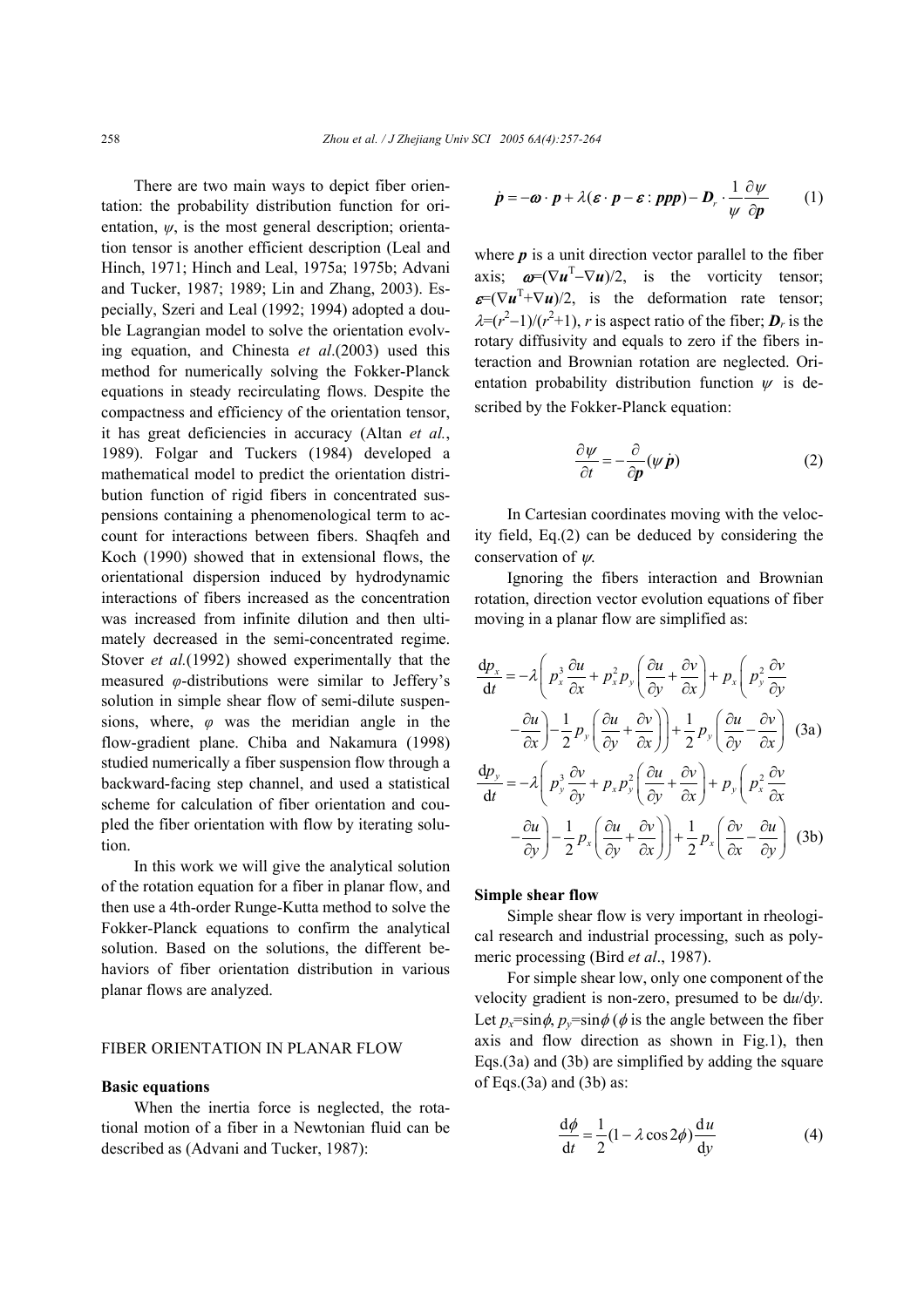There are two main ways to depict fiber orientation: the probability distribution function for orientation, $\psi$, is the most general description; orientation tensor is another efficient description (Leal and Hinch, 1971; Hinch and Leal, 1975a; 1975b; Advani and Tucker, 1987; 1989; Lin and Zhang, 2003). Especially, Szeri and Leal (1992; 1994) adopted a double Lagrangian model to solve the orientation evolving equation, and Chinesta *et al*.(2003) used this method for numerically solving the Fokker-Planck equations in steady recirculating flows. Despite the compactness and efficiency of the orientation tensor, it has great deficiencies in accuracy (Altan *et al.*, 1989). Folgar and Tuckers (1984) developed a mathematical model to predict the orientation distribution function of rigid fibers in concentrated suspensions containing a phenomenological term to account for interactions between fibers. Shaqfeh and Koch (1990) showed that in extensional flows, the orientational dispersion induced by hydrodynamic interactions of fibers increased as the concentration was increased from infinite dilution and then ultimately decreased in the semi-concentrated regime. Stover *et al.*(1992) showed experimentally that the measured $\varphi$-distributions were similar to Jeffery's solution in simple shear flow of semi-dilute suspensions, where, $\varphi$ was the meridian angle in the flow-gradient plane. Chiba and Nakamura (1998) studied numerically a fiber suspension flow through a backward-facing step channel, and used a statistical scheme for calculation of fiber orientation and coupled the fiber orientation with flow by iterating solution.

In this work we will give the analytical solution of the rotation equation for a fiber in planar flow, and then use a 4th-order Runge-Kutta method to solve the Fokker-Planck equations to confirm the analytical solution. Based on the solutions, the different behaviors of fiber orientation distribution in various planar flows are analyzed.

## FIBER ORIENTATION IN PLANAR FLOW

### Basic equations

When the inertia force is neglected, the rotational motion of a fiber in a Newtonian fluid can be described as (Advani and Tucker, 1987):

$$\dot{\boldsymbol{p}} = -\boldsymbol{\omega}\cdot\boldsymbol{p} + \lambda(\boldsymbol{\varepsilon}\cdot\boldsymbol{p} - \boldsymbol{\varepsilon}:\boldsymbol{ppp}) - \boldsymbol{D}_r\cdot\frac{1}{\psi}\frac{\partial\psi}{\partial\boldsymbol{p}} \tag{1}$$

where $\boldsymbol{p}$ is a unit direction vector parallel to the fiber axis; $\boldsymbol{\omega}=(\nabla\boldsymbol{u}^{\mathrm{T}}-\nabla\boldsymbol{u})/2$, is the vorticity tensor; $\boldsymbol{\varepsilon}=(\nabla\boldsymbol{u}^{\mathrm{T}}+\nabla\boldsymbol{u})/2$, is the deformation rate tensor; $\lambda=(r^2-1)/(r^2+1)$, $r$ is aspect ratio of the fiber; $\boldsymbol{D}_r$ is the rotary diffusivity and equals to zero if the fibers interaction and Brownian rotation are neglected. Orientation probability distribution function $\psi$ is described by the Fokker-Planck equation:

$$\frac{\partial\psi}{\partial t} = -\frac{\partial}{\partial\boldsymbol{p}}(\psi\dot{\boldsymbol{p}}) \tag{2}$$

In Cartesian coordinates moving with the velocity field, Eq.(2) can be deduced by considering the conservation of $\psi$.

Ignoring the fibers interaction and Brownian rotation, direction vector evolution equations of fiber moving in a planar flow are simplified as:

$$\frac{\mathrm{d}p_x}{\mathrm{d}t} = -\lambda\left(p_x^3\frac{\partial u}{\partial x} + p_x^2 p_y\left(\frac{\partial u}{\partial y}+\frac{\partial v}{\partial x}\right) + p_x\left(p_y^2\frac{\partial v}{\partial y} - \frac{\partial u}{\partial x}\right) - \frac{1}{2}p_y\left(\frac{\partial u}{\partial y}+\frac{\partial v}{\partial x}\right)\right) + \frac{1}{2}p_y\left(\frac{\partial u}{\partial y}-\frac{\partial v}{\partial x}\right) \tag{3a}$$

$$\frac{\mathrm{d}p_y}{\mathrm{d}t} = -\lambda\left(p_y^3\frac{\partial v}{\partial y} + p_x p_y^2\left(\frac{\partial u}{\partial y}+\frac{\partial v}{\partial x}\right) + p_y\left(p_x^2\frac{\partial v}{\partial x} - \frac{\partial u}{\partial y}\right) - \frac{1}{2}p_x\left(\frac{\partial u}{\partial y}+\frac{\partial v}{\partial x}\right)\right) + \frac{1}{2}p_x\left(\frac{\partial v}{\partial x}-\frac{\partial u}{\partial y}\right) \tag{3b}$$

### Simple shear flow

Simple shear flow is very important in rheological research and industrial processing, such as polymeric processing (Bird *et al*., 1987).

For simple shear low, only one component of the velocity gradient is non-zero, presumed to be $\mathrm{d}u/\mathrm{d}y$. Let $p_x=\sin\phi$, $p_y=\sin\phi$ ($\phi$ is the angle between the fiber axis and flow direction as shown in Fig.1), then Eqs.(3a) and (3b) are simplified by adding the square of Eqs.(3a) and (3b) as:

$$\frac{\mathrm{d}\phi}{\mathrm{d}t} = \frac{1}{2}(1-\lambda\cos2\phi)\frac{\mathrm{d}u}{\mathrm{d}y} \tag{4}$$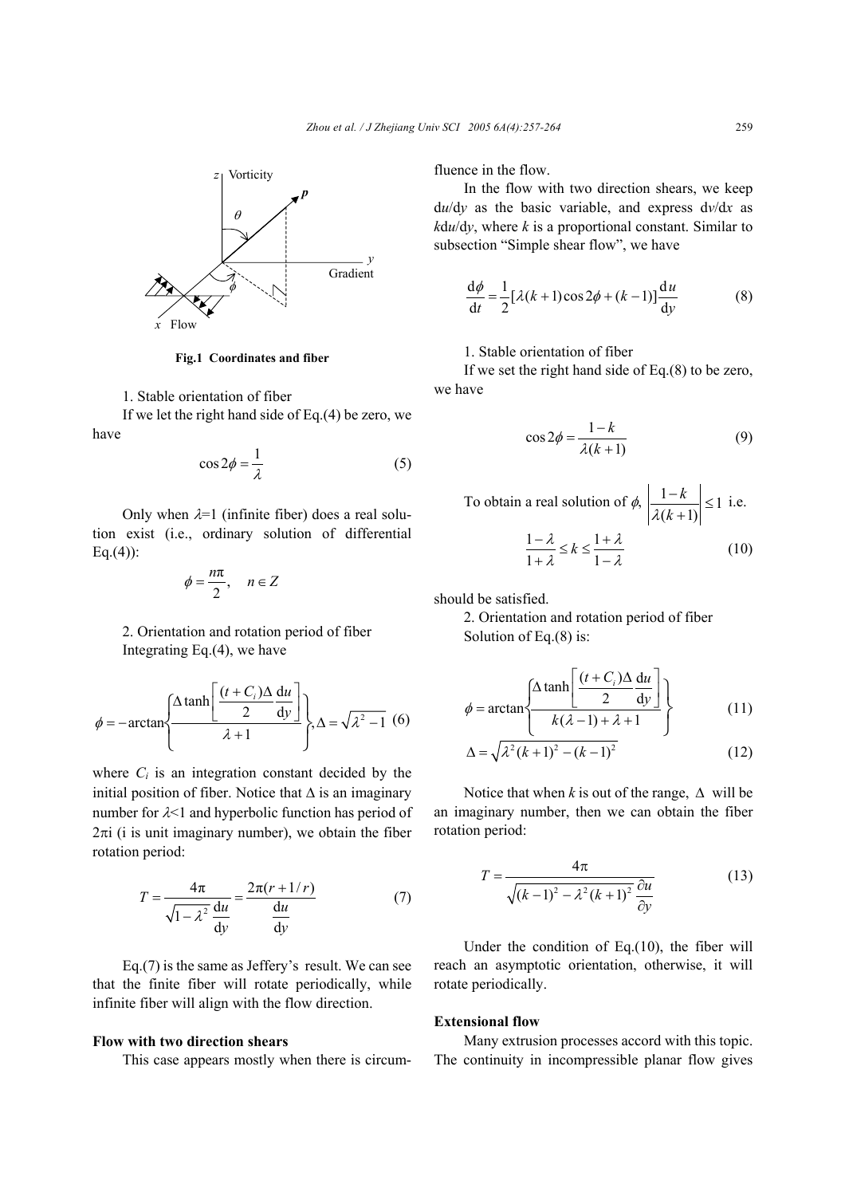Fig.1 Coordinates and fiber

1. Stable orientation of fiber

If we let the right hand side of Eq.(4) be zero, we have

$$\cos 2\phi = \frac{1}{\lambda} \tag{5}$$

Only when $\lambda$=1 (infinite fiber) does a real solution exist (i.e., ordinary solution of differential Eq.(4)):

$$\phi = \frac{n\pi}{2}, \quad n \in Z$$

2. Orientation and rotation period of fiber

Integrating Eq.(4), we have

$$\phi = -\arctan\left\{\frac{\Delta \tanh\left[\frac{(t+C_i)\Delta}{2}\frac{\mathrm{d}u}{\mathrm{d}y}\right]}{\lambda+1}\right\}, \Delta = \sqrt{\lambda^2 - 1} \tag{6}$$

where $C_i$ is an integration constant decided by the initial position of fiber. Notice that $\Delta$ is an imaginary number for $\lambda$<1 and hyperbolic function has period of $2\pi$i (i is unit imaginary number), we obtain the fiber rotation period:

$$T = \frac{4\pi}{\sqrt{1-\lambda^2}\dfrac{\mathrm{d}u}{\mathrm{d}y}} = \frac{2\pi(r+1/r)}{\dfrac{\mathrm{d}u}{\mathrm{d}y}} \tag{7}$$

Eq.(7) is the same as Jeffery's result. We can see that the finite fiber will rotate periodically, while infinite fiber will align with the flow direction.

**Flow with two direction shears**

This case appears mostly when there is circumfluence in the flow.

In the flow with two direction shears, we keep d$u$/d$y$ as the basic variable, and express d$v$/d$x$ as $k$d$u$/d$y$, where $k$ is a proportional constant. Similar to subsection "Simple shear flow", we have

$$\frac{\mathrm{d}\phi}{\mathrm{d}t} = \frac{1}{2}[\lambda(k+1)\cos 2\phi + (k-1)]\frac{\mathrm{d}u}{\mathrm{d}y} \tag{8}$$

1. Stable orientation of fiber

If we set the right hand side of Eq.(8) to be zero, we have

$$\cos 2\phi = \frac{1-k}{\lambda(k+1)} \tag{9}$$

To obtain a real solution of $\phi$, $\left|\frac{1-k}{\lambda(k+1)}\right| \le 1$ i.e.

$$\frac{1-\lambda}{1+\lambda} \le k \le \frac{1+\lambda}{1-\lambda} \tag{10}$$

should be satisfied.

2. Orientation and rotation period of fiber

Solution of Eq.(8) is:

$$\phi = \arctan\left\{\frac{\Delta \tanh\left[\frac{(t+C_i)\Delta}{2}\frac{\mathrm{d}u}{\mathrm{d}y}\right]}{k(\lambda-1)+\lambda+1}\right\} \tag{11}$$

$$\Delta = \sqrt{\lambda^2(k+1)^2 - (k-1)^2} \tag{12}$$

Notice that when $k$ is out of the range, $\Delta$ will be an imaginary number, then we can obtain the fiber rotation period:

$$T = \frac{4\pi}{\sqrt{(k-1)^2 - \lambda^2(k+1)^2}\dfrac{\partial u}{\partial y}} \tag{13}$$

Under the condition of Eq.(10), the fiber will reach an asymptotic orientation, otherwise, it will rotate periodically.

**Extensional flow**

Many extrusion processes accord with this topic. The continuity in incompressible planar flow gives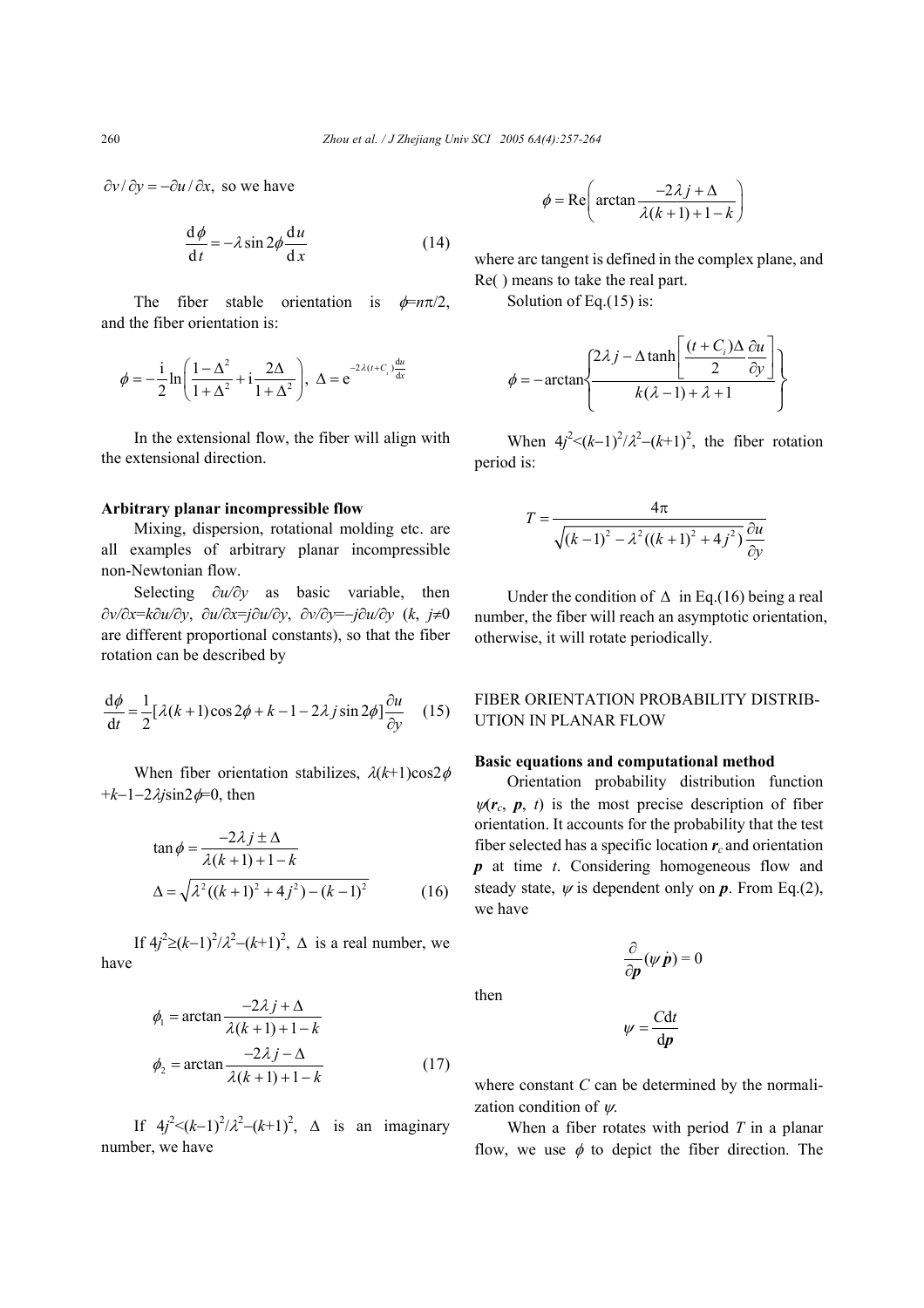$\partial v/\partial y = -\partial u/\partial x$, so we have

$$\frac{\mathrm{d}\phi}{\mathrm{d}t} = -\lambda \sin 2\phi \frac{\mathrm{d}u}{\mathrm{d}x} \tag{14}$$

The fiber stable orientation is $\phi = n\pi/2$, and the fiber orientation is:

$$\phi = -\frac{\mathrm{i}}{2}\ln\left(\frac{1-\Delta^2}{1+\Delta^2} + \mathrm{i}\frac{2\Delta}{1+\Delta^2}\right),\ \Delta = \mathrm{e}^{-2\lambda(t+C_i)\frac{\mathrm{d}u}{\mathrm{d}x}}$$

In the extensional flow, the fiber will align with the extensional direction.

**Arbitrary planar incompressible flow**

Mixing, dispersion, rotational molding etc. are all examples of arbitrary planar incompressible non-Newtonian flow.

Selecting $\partial u/\partial y$ as basic variable, then $\partial v/\partial x = k\partial u/\partial y$, $\partial u/\partial x = j\partial u/\partial y$, $\partial v/\partial y = -j\partial u/\partial y$ ($k$, $j \neq 0$ are different proportional constants), so that the fiber rotation can be described by

$$\frac{\mathrm{d}\phi}{\mathrm{d}t} = \frac{1}{2}[\lambda(k+1)\cos 2\phi + k - 1 - 2\lambda j \sin 2\phi]\frac{\partial u}{\partial y} \tag{15}$$

When fiber orientation stabilizes, $\lambda(k+1)\cos 2\phi + k - 1 - 2\lambda j \sin 2\phi = 0$, then

$$\tan\phi = \frac{-2\lambda j \pm \Delta}{\lambda(k+1) + 1 - k}$$
$$\Delta = \sqrt{\lambda^2((k+1)^2 + 4j^2) - (k-1)^2} \tag{16}$$

If $4j^2 \geq (k-1)^2/\lambda^2 - (k+1)^2$, $\Delta$ is a real number, we have

$$\phi_1 = \arctan\frac{-2\lambda j + \Delta}{\lambda(k+1) + 1 - k}$$
$$\phi_2 = \arctan\frac{-2\lambda j - \Delta}{\lambda(k+1) + 1 - k} \tag{17}$$

If $4j^2 < (k-1)^2/\lambda^2 - (k+1)^2$, $\Delta$ is an imaginary number, we have

$$\phi = \mathrm{Re}\left(\arctan\frac{-2\lambda j + \Delta}{\lambda(k+1) + 1 - k}\right)$$

where arc tangent is defined in the complex plane, and Re( ) means to take the real part.

Solution of Eq.(15) is:

$$\phi = -\arctan\left\{\frac{2\lambda j - \Delta\tanh\left[\frac{(t+C_i)\Delta}{2}\frac{\partial u}{\partial y}\right]}{k(\lambda - 1) + \lambda + 1}\right\}$$

When $4j^2 < (k-1)^2/\lambda^2 - (k+1)^2$, the fiber rotation period is:

$$T = \frac{4\pi}{\sqrt{(k-1)^2 - \lambda^2((k+1)^2 + 4j^2)}\,\frac{\partial u}{\partial y}}$$

Under the condition of $\Delta$ in Eq.(16) being a real number, the fiber will reach an asymptotic orientation, otherwise, it will rotate periodically.

## FIBER ORIENTATION PROBABILITY DISTRIBUTION IN PLANAR FLOW

**Basic equations and computational method**

Orientation probability distribution function $\psi(\boldsymbol{r}_c, \boldsymbol{p}, t)$ is the most precise description of fiber orientation. It accounts for the probability that the test fiber selected has a specific location $\boldsymbol{r}_c$ and orientation $\boldsymbol{p}$ at time $t$. Considering homogeneous flow and steady state, $\psi$ is dependent only on $\boldsymbol{p}$. From Eq.(2), we have

$$\frac{\partial}{\partial \boldsymbol{p}}(\psi \dot{\boldsymbol{p}}) = 0$$

then

$$\psi = \frac{C\mathrm{d}t}{\mathrm{d}\boldsymbol{p}}$$

where constant $C$ can be determined by the normalization condition of $\psi$.

When a fiber rotates with period $T$ in a planar flow, we use $\phi$ to depict the fiber direction. The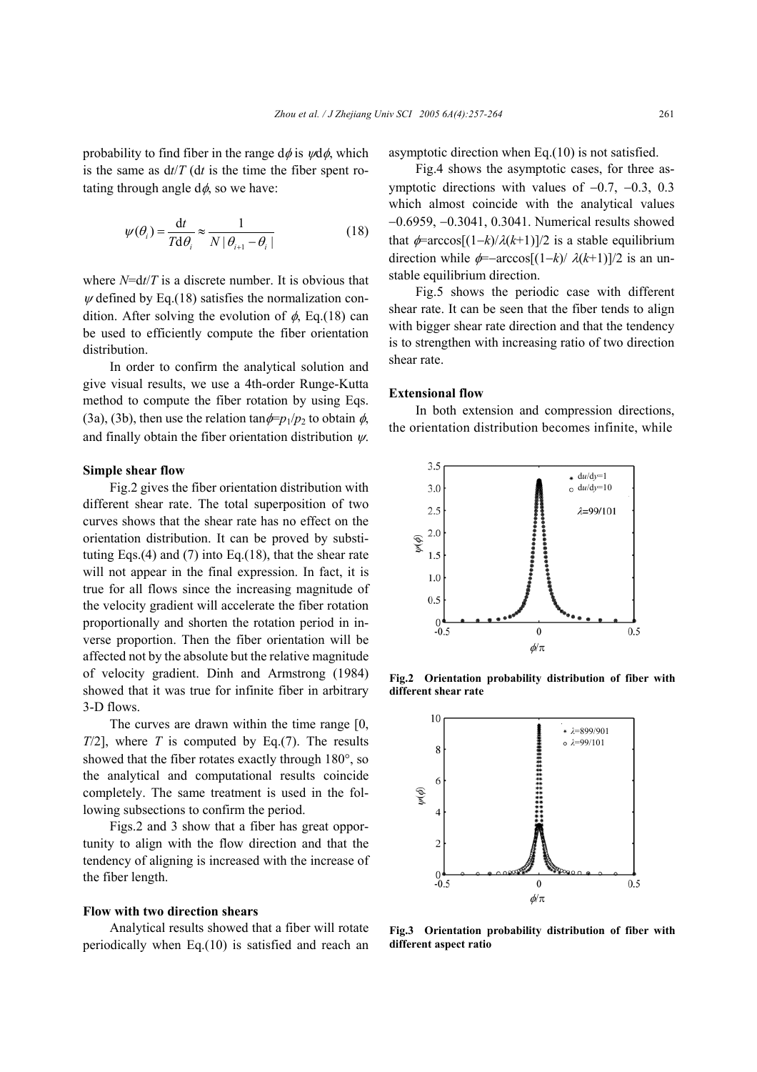probability to find fiber in the range $d\phi$ is $\psi d\phi$, which is the same as $dt/T$ ($dt$ is the time the fiber spent rotating through angle $d\phi$, so we have:

$$\psi(\theta_i) = \frac{dt}{Td\theta_i} \approx \frac{1}{N|\theta_{i+1} - \theta_i|} \tag{18}$$

where $N$=d$t$/$T$ is a discrete number. It is obvious that $\psi$ defined by Eq.(18) satisfies the normalization condition. After solving the evolution of $\phi$, Eq.(18) can be used to efficiently compute the fiber orientation distribution.

In order to confirm the analytical solution and give visual results, we use a 4th-order Runge-Kutta method to compute the fiber rotation by using Eqs. (3a), (3b), then use the relation $\tan\phi = p_1/p_2$ to obtain $\phi$, and finally obtain the fiber orientation distribution $\psi$.

**Simple shear flow**

Fig.2 gives the fiber orientation distribution with different shear rate. The total superposition of two curves shows that the shear rate has no effect on the orientation distribution. It can be proved by substituting Eqs.(4) and (7) into Eq.(18), that the shear rate will not appear in the final expression. In fact, it is true for all flows since the increasing magnitude of the velocity gradient will accelerate the fiber rotation proportionally and shorten the rotation period in inverse proportion. Then the fiber orientation will be affected not by the absolute but the relative magnitude of velocity gradient. Dinh and Armstrong (1984) showed that it was true for infinite fiber in arbitrary 3-D flows.

The curves are drawn within the time range [0, $T$/2], where $T$ is computed by Eq.(7). The results showed that the fiber rotates exactly through 180°, so the analytical and computational results coincide completely. The same treatment is used in the following subsections to confirm the period.

Figs.2 and 3 show that a fiber has great opportunity to align with the flow direction and that the tendency of aligning is increased with the increase of the fiber length.

**Flow with two direction shears**

Analytical results showed that a fiber will rotate periodically when Eq.(10) is satisfied and reach an asymptotic direction when Eq.(10) is not satisfied.

Fig.4 shows the asymptotic cases, for three asymptotic directions with values of −0.7, −0.3, 0.3 which almost coincide with the analytical values −0.6959, −0.3041, 0.3041. Numerical results showed that $\phi=\arccos[(1-k)/\lambda(k+1)]/2$ is a stable equilibrium direction while $\phi=-\arccos[(1-k)/\lambda(k+1)]/2$ is an unstable equilibrium direction.

Fig.5 shows the periodic case with different shear rate. It can be seen that the fiber tends to align with bigger shear rate direction and that the tendency is to strengthen with increasing ratio of two direction shear rate.

**Extensional flow**

In both extension and compression directions, the orientation distribution becomes infinite, while

**Fig.2 Orientation probability distribution of fiber with different shear rate**

**Fig.3 Orientation probability distribution of fiber with different aspect ratio**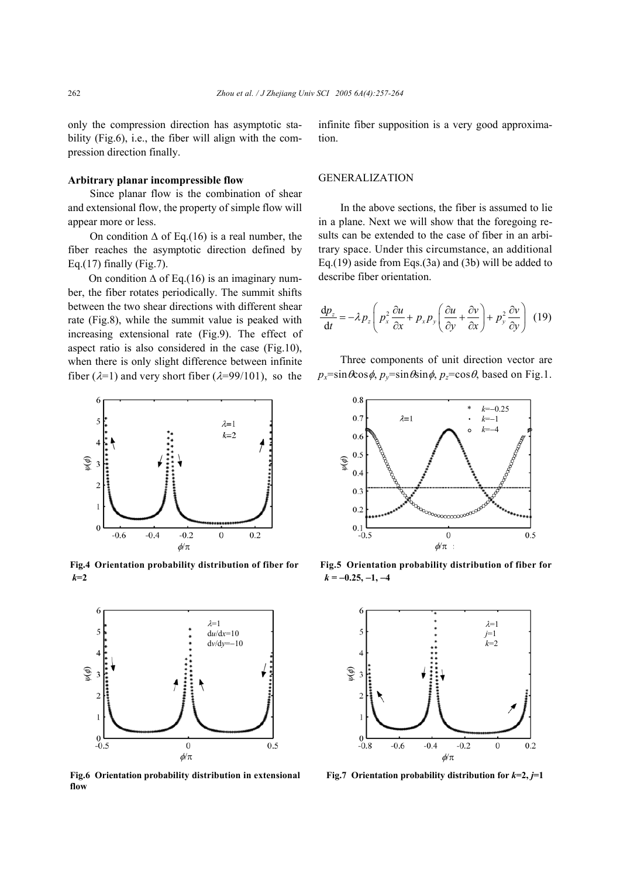only the compression direction has asymptotic stability (Fig.6), i.e., the fiber will align with the compression direction finally.

**Arbitrary planar incompressible flow**

Since planar flow is the combination of shear and extensional flow, the property of simple flow will appear more or less.

On condition $\Delta$ of Eq.(16) is a real number, the fiber reaches the asymptotic direction defined by Eq.(17) finally (Fig.7).

On condition $\Delta$ of Eq.(16) is an imaginary number, the fiber rotates periodically. The summit shifts between the two shear directions with different shear rate (Fig.8), while the summit value is peaked with increasing extensional rate (Fig.9). The effect of aspect ratio is also considered in the case (Fig.10), when there is only slight difference between infinite fiber ($\lambda$=1) and very short fiber ($\lambda$=99/101), so the infinite fiber supposition is a very good approximation.

Fig.4 Orientation probability distribution of fiber for $k$=2

Fig.5 Orientation probability distribution of fiber for $k$ = −0.25, −1, −4

Fig.6 Orientation probability distribution in extensional flow

Fig.7 Orientation probability distribution for $k$=2, $j$=1

## GENERALIZATION

In the above sections, the fiber is assumed to lie in a plane. Next we will show that the foregoing results can be extended to the case of fiber in an arbitrary space. Under this circumstance, an additional Eq.(19) aside from Eqs.(3a) and (3b) will be added to describe fiber orientation.

$$\frac{\mathrm{d}p_z}{\mathrm{d}t} = -\lambda p_z \left( p_x^2 \frac{\partial u}{\partial x} + p_x p_y \left( \frac{\partial u}{\partial y} + \frac{\partial v}{\partial x} \right) + p_y^2 \frac{\partial v}{\partial y} \right) \quad (19)$$

Three components of unit direction vector are $p_x=\sin\theta\cos\phi$, $p_y=\sin\theta\sin\phi$, $p_z=\cos\theta$, based on Fig.1.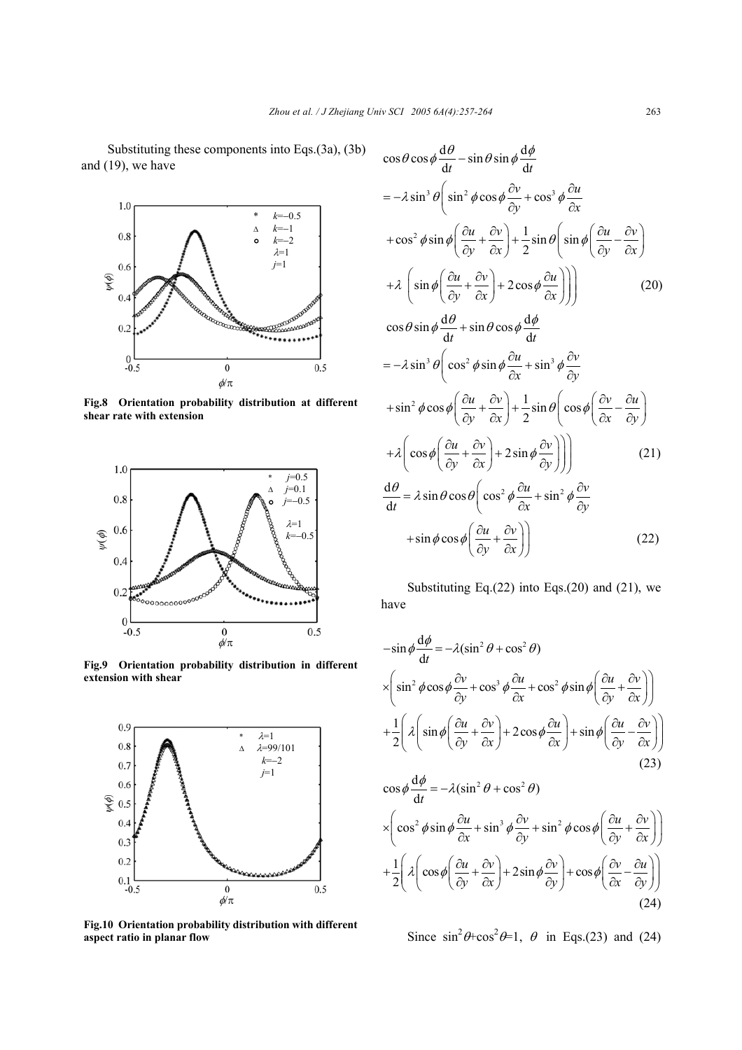Substituting these components into Eqs.(3a), (3b) and (19), we have

**Fig.8 Orientation probability distribution at different shear rate with extension**

**Fig.9 Orientation probability distribution in different extension with shear**

**Fig.10 Orientation probability distribution with different aspect ratio in planar flow**

$$
\cos\theta\cos\phi\frac{\mathrm{d}\theta}{\mathrm{d}t}-\sin\theta\sin\phi\frac{\mathrm{d}\phi}{\mathrm{d}t}
=-\lambda\sin^3\theta\left(\sin^2\phi\cos\phi\frac{\partial v}{\partial y}+\cos^3\phi\frac{\partial u}{\partial x}\right.
+\cos^2\phi\sin\phi\left(\frac{\partial u}{\partial y}+\frac{\partial v}{\partial x}\right)+\frac{1}{2}\sin\theta\left(\sin\phi\left(\frac{\partial u}{\partial y}-\frac{\partial v}{\partial x}\right)\right.
\left.\left.+\lambda\left(\sin\phi\left(\frac{\partial u}{\partial y}+\frac{\partial v}{\partial x}\right)+2\cos\phi\frac{\partial u}{\partial x}\right)\right)\right) \tag{20}
$$

$$
\cos\theta\sin\phi\frac{\mathrm{d}\theta}{\mathrm{d}t}+\sin\theta\cos\phi\frac{\mathrm{d}\phi}{\mathrm{d}t}
=-\lambda\sin^3\theta\left(\cos^2\phi\sin\phi\frac{\partial u}{\partial x}+\sin^3\phi\frac{\partial v}{\partial y}\right.
+\sin^2\phi\cos\phi\left(\frac{\partial u}{\partial y}+\frac{\partial v}{\partial x}\right)+\frac{1}{2}\sin\theta\left(\cos\phi\left(\frac{\partial v}{\partial x}-\frac{\partial u}{\partial y}\right)\right.
\left.\left.+\lambda\left(\cos\phi\left(\frac{\partial u}{\partial y}+\frac{\partial v}{\partial x}\right)+2\sin\phi\frac{\partial v}{\partial y}\right)\right)\right) \tag{21}
$$

$$
\frac{\mathrm{d}\theta}{\mathrm{d}t}=\lambda\sin\theta\cos\theta\left(\cos^2\phi\frac{\partial u}{\partial x}+\sin^2\phi\frac{\partial v}{\partial y}\right.
\left.+\sin\phi\cos\phi\left(\frac{\partial u}{\partial y}+\frac{\partial v}{\partial x}\right)\right) \tag{22}
$$

Substituting Eq.(22) into Eqs.(20) and (21), we have

$$
-\sin\phi\frac{\mathrm{d}\phi}{\mathrm{d}t}=-\lambda(\sin^2\theta+\cos^2\theta)
\times\left(\sin^2\phi\cos\phi\frac{\partial v}{\partial y}+\cos^3\phi\frac{\partial u}{\partial x}+\cos^2\phi\sin\phi\left(\frac{\partial u}{\partial y}+\frac{\partial v}{\partial x}\right)\right)
+\frac{1}{2}\left(\lambda\left(\sin\phi\left(\frac{\partial u}{\partial y}+\frac{\partial v}{\partial x}\right)+2\cos\phi\frac{\partial u}{\partial x}\right)+\sin\phi\left(\frac{\partial u}{\partial y}-\frac{\partial v}{\partial x}\right)\right) \tag{23}
$$

$$
\cos\phi\frac{\mathrm{d}\phi}{\mathrm{d}t}=-\lambda(\sin^2\theta+\cos^2\theta)
\times\left(\cos^2\phi\sin\phi\frac{\partial u}{\partial x}+\sin^3\phi\frac{\partial v}{\partial y}+\sin^2\phi\cos\phi\left(\frac{\partial u}{\partial y}+\frac{\partial v}{\partial x}\right)\right)
+\frac{1}{2}\left(\lambda\left(\cos\phi\left(\frac{\partial u}{\partial y}+\frac{\partial v}{\partial x}\right)+2\sin\phi\frac{\partial v}{\partial y}\right)+\cos\phi\left(\frac{\partial v}{\partial x}-\frac{\partial u}{\partial y}\right)\right) \tag{24}
$$

Since $\sin^2\theta+\cos^2\theta=1$, $\theta$ in Eqs.(23) and (24)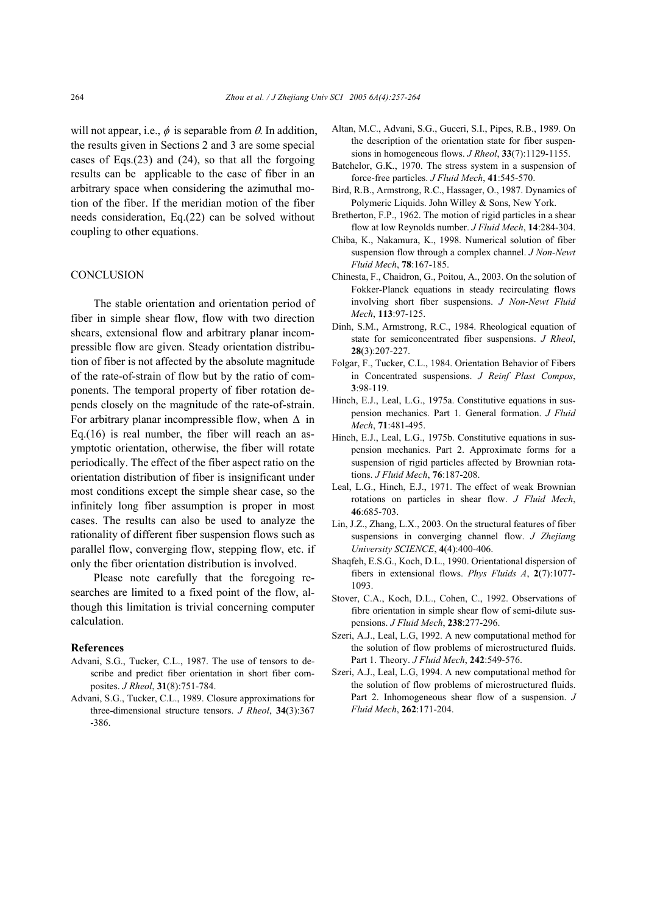will not appear, i.e., $\phi$ is separable from $\theta$. In addition, the results given in Sections 2 and 3 are some special cases of Eqs.(23) and (24), so that all the forgoing results can be applicable to the case of fiber in an arbitrary space when considering the azimuthal motion of the fiber. If the meridian motion of the fiber needs consideration, Eq.(22) can be solved without coupling to other equations.

## CONCLUSION

The stable orientation and orientation period of fiber in simple shear flow, flow with two direction shears, extensional flow and arbitrary planar incompressible flow are given. Steady orientation distribution of fiber is not affected by the absolute magnitude of the rate-of-strain of flow but by the ratio of components. The temporal property of fiber rotation depends closely on the magnitude of the rate-of-strain. For arbitrary planar incompressible flow, when $\Delta$ in Eq.(16) is real number, the fiber will reach an asymptotic orientation, otherwise, the fiber will rotate periodically. The effect of the fiber aspect ratio on the orientation distribution of fiber is insignificant under most conditions except the simple shear case, so the infinitely long fiber assumption is proper in most cases. The results can also be used to analyze the rationality of different fiber suspension flows such as parallel flow, converging flow, stepping flow, etc. if only the fiber orientation distribution is involved.

Please note carefully that the foregoing researches are limited to a fixed point of the flow, although this limitation is trivial concerning computer calculation.

## References

Advani, S.G., Tucker, C.L., 1987. The use of tensors to describe and predict fiber orientation in short fiber composites. *J Rheol*, **31**(8):751-784.

Advani, S.G., Tucker, C.L., 1989. Closure approximations for three-dimensional structure tensors. *J Rheol*, **34**(3):367-386.

Altan, M.C., Advani, S.G., Guceri, S.I., Pipes, R.B., 1989. On the description of the orientation state for fiber suspensions in homogeneous flows. *J Rheol*, **33**(7):1129-1155.

Batchelor, G.K., 1970. The stress system in a suspension of force-free particles. *J Fluid Mech*, **41**:545-570.

Bird, R.B., Armstrong, R.C., Hassager, O., 1987. Dynamics of Polymeric Liquids. John Willey & Sons, New York.

Bretherton, F.P., 1962. The motion of rigid particles in a shear flow at low Reynolds number. *J Fluid Mech*, **14**:284-304.

Chiba, K., Nakamura, K., 1998. Numerical solution of fiber suspension flow through a complex channel. *J Non-Newt Fluid Mech*, **78**:167-185.

Chinesta, F., Chaidron, G., Poitou, A., 2003. On the solution of Fokker-Planck equations in steady recirculating flows involving short fiber suspensions. *J Non-Newt Fluid Mech*, **113**:97-125.

Dinh, S.M., Armstrong, R.C., 1984. Rheological equation of state for semiconcentrated fiber suspensions. *J Rheol*, **28**(3):207-227.

Folgar, F., Tucker, C.L., 1984. Orientation Behavior of Fibers in Concentrated suspensions. *J Reinf Plast Compos*, **3**:98-119.

Hinch, E.J., Leal, L.G., 1975a. Constitutive equations in suspension mechanics. Part 1. General formation. *J Fluid Mech*, **71**:481-495.

Hinch, E.J., Leal, L.G., 1975b. Constitutive equations in suspension mechanics. Part 2. Approximate forms for a suspension of rigid particles affected by Brownian rotations. *J Fluid Mech*, **76**:187-208.

Leal, L.G., Hinch, E.J., 1971. The effect of weak Brownian rotations on particles in shear flow. *J Fluid Mech*, **46**:685-703.

Lin, J.Z., Zhang, L.X., 2003. On the structural features of fiber suspensions in converging channel flow. *J Zhejiang University SCIENCE*, **4**(4):400-406.

Shaqfeh, E.S.G., Koch, D.L., 1990. Orientational dispersion of fibers in extensional flows. *Phys Fluids A*, **2**(7):1077-1093.

Stover, C.A., Koch, D.L., Cohen, C., 1992. Observations of fibre orientation in simple shear flow of semi-dilute suspensions. *J Fluid Mech*, **238**:277-296.

Szeri, A.J., Leal, L.G, 1992. A new computational method for the solution of flow problems of microstructured fluids. Part 1. Theory. *J Fluid Mech*, **242**:549-576.

Szeri, A.J., Leal, L.G, 1994. A new computational method for the solution of flow problems of microstructured fluids. Part 2. Inhomogeneous shear flow of a suspension. *J Fluid Mech*, **262**:171-204.